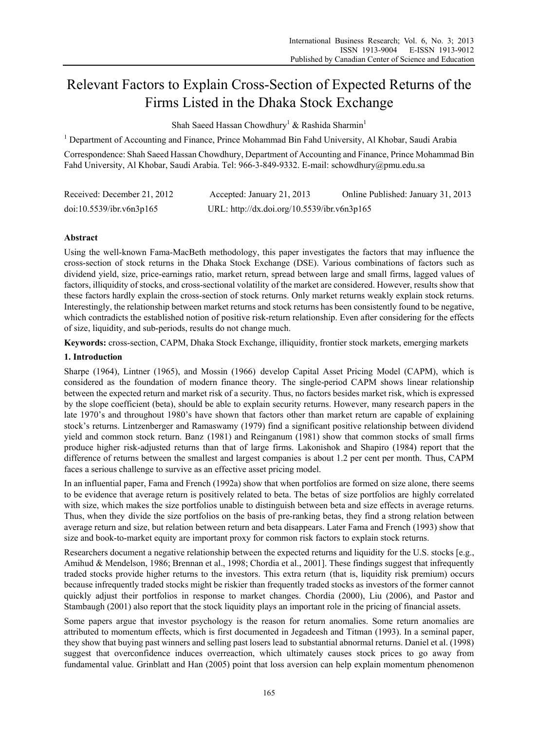# Relevant Factors to Explain Cross-Section of Expected Returns of the Firms Listed in the Dhaka Stock Exchange

Shah Saeed Hassan Chowdhury[1] & Rashida Sharmin[1]

[1] Department of Accounting and Finance, Prince Mohammad Bin Fahd University, Al Khobar, Saudi Arabia

Correspondence: Shah Saeed Hassan Chowdhury, Department of Accounting and Finance, Prince Mohammad Bin Fahd University, Al Khobar, Saudi Arabia. Tel: 966-3-849-9332. E-mail: schowdhury@pmu.edu.sa

Received: December 21, 2012 Accepted: January 21, 2013 Online Published: January 31, 2013

doi:10.5539/ibr.v6n3p165 URL: http://dx.doi.org/10.5539/ibr.v6n3p165

## Abstract

Using the well-known Fama-MacBeth methodology, this paper investigates the factors that may influence the cross-section of stock returns in the Dhaka Stock Exchange (DSE). Various combinations of factors such as dividend yield, size, price-earnings ratio, market return, spread between large and small firms, lagged values of factors, illiquidity of stocks, and cross-sectional volatility of the market are considered. However, results show that these factors hardly explain the cross-section of stock returns. Only market returns weakly explain stock returns. Interestingly, the relationship between market returns and stock returns has been consistently found to be negative, which contradicts the established notion of positive risk-return relationship. Even after considering for the effects of size, liquidity, and sub-periods, results do not change much.

**Keywords:** cross-section, CAPM, Dhaka Stock Exchange, illiquidity, frontier stock markets, emerging markets

## 1. Introduction

Sharpe (1964), Lintner (1965), and Mossin (1966) develop Capital Asset Pricing Model (CAPM), which is considered as the foundation of modern finance theory. The single-period CAPM shows linear relationship between the expected return and market risk of a security. Thus, no factors besides market risk, which is expressed by the slope coefficient (beta), should be able to explain security returns. However, many research papers in the late 1970's and throughout 1980's have shown that factors other than market return are capable of explaining stock's returns. Lintzenberger and Ramaswamy (1979) find a significant positive relationship between dividend yield and common stock return. Banz (1981) and Reinganum (1981) show that common stocks of small firms produce higher risk-adjusted returns than that of large firms. Lakonishok and Shapiro (1984) report that the difference of returns between the smallest and largest companies is about 1.2 per cent per month. Thus, CAPM faces a serious challenge to survive as an effective asset pricing model.

In an influential paper, Fama and French (1992a) show that when portfolios are formed on size alone, there seems to be evidence that average return is positively related to beta. The betas of size portfolios are highly correlated with size, which makes the size portfolios unable to distinguish between beta and size effects in average returns. Thus, when they divide the size portfolios on the basis of pre-ranking betas, they find a strong relation between average return and size, but relation between return and beta disappears. Later Fama and French (1993) show that size and book-to-market equity are important proxy for common risk factors to explain stock returns.

Researchers document a negative relationship between the expected returns and liquidity for the U.S. stocks [e.g., Amihud & Mendelson, 1986; Brennan et al., 1998; Chordia et al., 2001]. These findings suggest that infrequently traded stocks provide higher returns to the investors. This extra return (that is, liquidity risk premium) occurs because infrequently traded stocks might be riskier than frequently traded stocks as investors of the former cannot quickly adjust their portfolios in response to market changes. Chordia (2000), Liu (2006), and Pastor and Stambaugh (2001) also report that the stock liquidity plays an important role in the pricing of financial assets.

Some papers argue that investor psychology is the reason for return anomalies. Some return anomalies are attributed to momentum effects, which is first documented in Jegadeesh and Titman (1993). In a seminal paper, they show that buying past winners and selling past losers lead to substantial abnormal returns. Daniel et al. (1998) suggest that overconfidence induces overreaction, which ultimately causes stock prices to go away from fundamental value. Grinblatt and Han (2005) point that loss aversion can help explain momentum phenomenon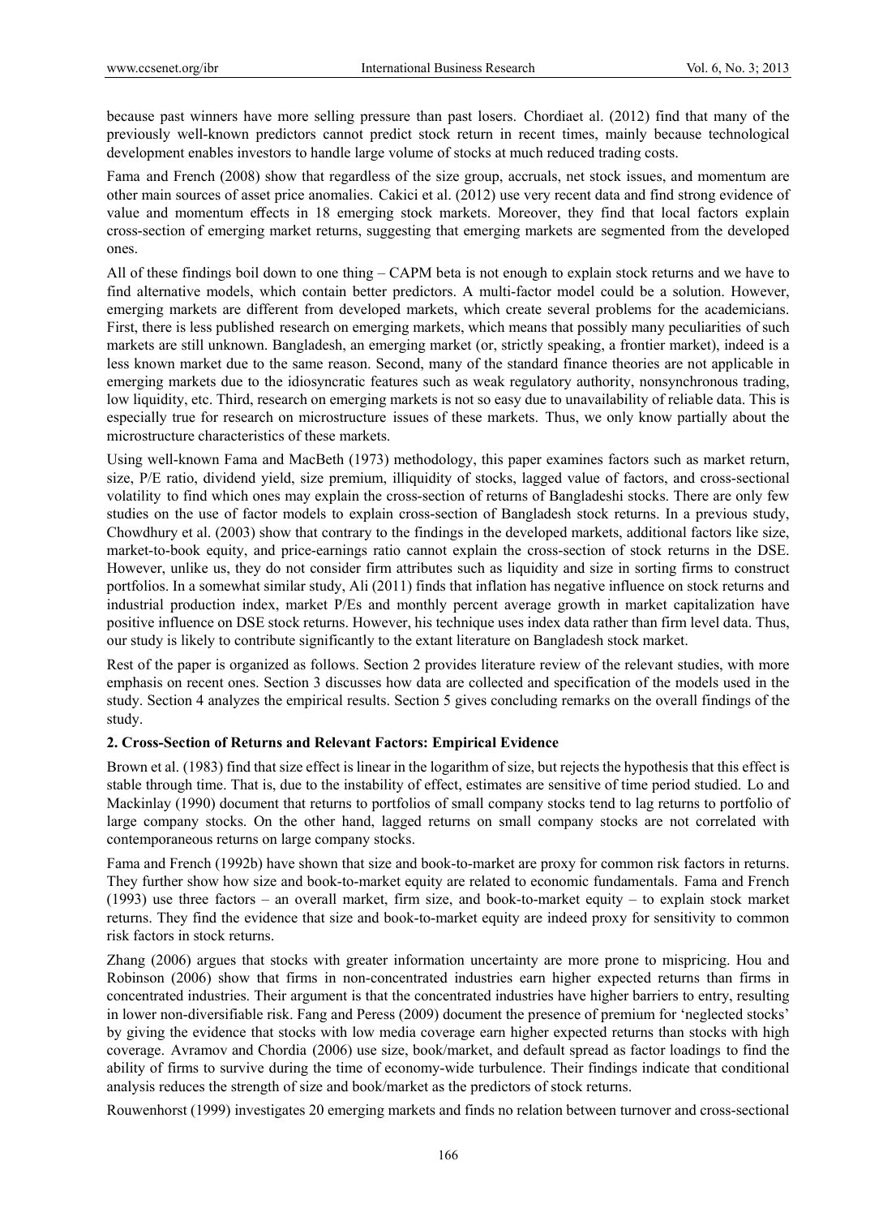because past winners have more selling pressure than past losers. Chordiaet al. (2012) find that many of the previously well-known predictors cannot predict stock return in recent times, mainly because technological development enables investors to handle large volume of stocks at much reduced trading costs.

Fama and French (2008) show that regardless of the size group, accruals, net stock issues, and momentum are other main sources of asset price anomalies. Cakici et al. (2012) use very recent data and find strong evidence of value and momentum effects in 18 emerging stock markets. Moreover, they find that local factors explain cross-section of emerging market returns, suggesting that emerging markets are segmented from the developed ones.

All of these findings boil down to one thing – CAPM beta is not enough to explain stock returns and we have to find alternative models, which contain better predictors. A multi-factor model could be a solution. However, emerging markets are different from developed markets, which create several problems for the academicians. First, there is less published research on emerging markets, which means that possibly many peculiarities of such markets are still unknown. Bangladesh, an emerging market (or, strictly speaking, a frontier market), indeed is a less known market due to the same reason. Second, many of the standard finance theories are not applicable in emerging markets due to the idiosyncratic features such as weak regulatory authority, nonsynchronous trading, low liquidity, etc. Third, research on emerging markets is not so easy due to unavailability of reliable data. This is especially true for research on microstructure issues of these markets. Thus, we only know partially about the microstructure characteristics of these markets.

Using well-known Fama and MacBeth (1973) methodology, this paper examines factors such as market return, size, P/E ratio, dividend yield, size premium, illiquidity of stocks, lagged value of factors, and cross-sectional volatility to find which ones may explain the cross-section of returns of Bangladeshi stocks. There are only few studies on the use of factor models to explain cross-section of Bangladesh stock returns. In a previous study, Chowdhury et al. (2003) show that contrary to the findings in the developed markets, additional factors like size, market-to-book equity, and price-earnings ratio cannot explain the cross-section of stock returns in the DSE. However, unlike us, they do not consider firm attributes such as liquidity and size in sorting firms to construct portfolios. In a somewhat similar study, Ali (2011) finds that inflation has negative influence on stock returns and industrial production index, market P/Es and monthly percent average growth in market capitalization have positive influence on DSE stock returns. However, his technique uses index data rather than firm level data. Thus, our study is likely to contribute significantly to the extant literature on Bangladesh stock market.

Rest of the paper is organized as follows. Section 2 provides literature review of the relevant studies, with more emphasis on recent ones. Section 3 discusses how data are collected and specification of the models used in the study. Section 4 analyzes the empirical results. Section 5 gives concluding remarks on the overall findings of the study.

## 2. Cross-Section of Returns and Relevant Factors: Empirical Evidence

Brown et al. (1983) find that size effect is linear in the logarithm of size, but rejects the hypothesis that this effect is stable through time. That is, due to the instability of effect, estimates are sensitive of time period studied. Lo and Mackinlay (1990) document that returns to portfolios of small company stocks tend to lag returns to portfolio of large company stocks. On the other hand, lagged returns on small company stocks are not correlated with contemporaneous returns on large company stocks.

Fama and French (1992b) have shown that size and book-to-market are proxy for common risk factors in returns. They further show how size and book-to-market equity are related to economic fundamentals. Fama and French (1993) use three factors – an overall market, firm size, and book-to-market equity – to explain stock market returns. They find the evidence that size and book-to-market equity are indeed proxy for sensitivity to common risk factors in stock returns.

Zhang (2006) argues that stocks with greater information uncertainty are more prone to mispricing. Hou and Robinson (2006) show that firms in non-concentrated industries earn higher expected returns than firms in concentrated industries. Their argument is that the concentrated industries have higher barriers to entry, resulting in lower non-diversifiable risk. Fang and Peress (2009) document the presence of premium for 'neglected stocks' by giving the evidence that stocks with low media coverage earn higher expected returns than stocks with high coverage. Avramov and Chordia (2006) use size, book/market, and default spread as factor loadings to find the ability of firms to survive during the time of economy-wide turbulence. Their findings indicate that conditional analysis reduces the strength of size and book/market as the predictors of stock returns.

Rouwenhorst (1999) investigates 20 emerging markets and finds no relation between turnover and cross-sectional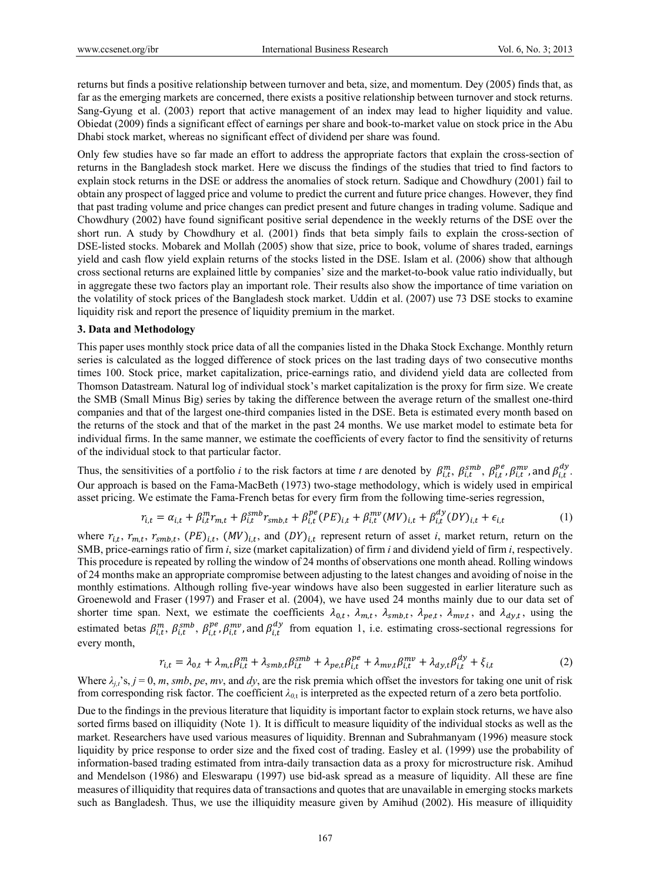returns but finds a positive relationship between turnover and beta, size, and momentum. Dey (2005) finds that, as far as the emerging markets are concerned, there exists a positive relationship between turnover and stock returns. Sang-Gyung et al. (2003) report that active management of an index may lead to higher liquidity and value. Obiedat (2009) finds a significant effect of earnings per share and book-to-market value on stock price in the Abu Dhabi stock market, whereas no significant effect of dividend per share was found.

Only few studies have so far made an effort to address the appropriate factors that explain the cross-section of returns in the Bangladesh stock market. Here we discuss the findings of the studies that tried to find factors to explain stock returns in the DSE or address the anomalies of stock return. Sadique and Chowdhury (2001) fail to obtain any prospect of lagged price and volume to predict the current and future price changes. However, they find that past trading volume and price changes can predict present and future changes in trading volume. Sadique and Chowdhury (2002) have found significant positive serial dependence in the weekly returns of the DSE over the short run. A study by Chowdhury et al. (2001) finds that beta simply fails to explain the cross-section of DSE-listed stocks. Mobarek and Mollah (2005) show that size, price to book, volume of shares traded, earnings yield and cash flow yield explain returns of the stocks listed in the DSE. Islam et al. (2006) show that although cross sectional returns are explained little by companies' size and the market-to-book value ratio individually, but in aggregate these two factors play an important role. Their results also show the importance of time variation on the volatility of stock prices of the Bangladesh stock market. Uddin et al. (2007) use 73 DSE stocks to examine liquidity risk and report the presence of liquidity premium in the market.

## 3. Data and Methodology

This paper uses monthly stock price data of all the companies listed in the Dhaka Stock Exchange. Monthly return series is calculated as the logged difference of stock prices on the last trading days of two consecutive months times 100. Stock price, market capitalization, price-earnings ratio, and dividend yield data are collected from Thomson Datastream. Natural log of individual stock's market capitalization is the proxy for firm size. We create the SMB (Small Minus Big) series by taking the difference between the average return of the smallest one-third companies and that of the largest one-third companies listed in the DSE. Beta is estimated every month based on the returns of the stock and that of the market in the past 24 months. We use market model to estimate beta for individual firms. In the same manner, we estimate the coefficients of every factor to find the sensitivity of returns of the individual stock to that particular factor.

Thus, the sensitivities of a portfolio *i* to the risk factors at time *t* are denoted by $\beta_{i,t}^{m}$, $\beta_{i,t}^{smb}$, $\beta_{i,t}^{pe}$, $\beta_{i,t}^{mv}$, and $\beta_{i,t}^{dy}$. Our approach is based on the Fama-MacBeth (1973) two-stage methodology, which is widely used in empirical asset pricing. We estimate the Fama-French betas for every firm from the following time-series regression,

$$r_{i,t} = \alpha_{i,t} + \beta_{i,t}^{m} r_{m,t} + \beta_{i,t}^{smb} r_{smb,t} + \beta_{i,t}^{pe} (PE)_{i,t} + \beta_{i,t}^{mv} (MV)_{i,t} + \beta_{i,t}^{dy} (DY)_{i,t} + \epsilon_{i,t} \tag{1}$$

where $r_{i,t}$, $r_{m,t}$, $r_{smb,t}$, $(PE)_{i,t}$, $(MV)_{i,t}$, and $(DY)_{i,t}$ represent return of asset *i*, market return, return on the SMB, price-earnings ratio of firm *i*, size (market capitalization) of firm *i* and dividend yield of firm *i*, respectively. This procedure is repeated by rolling the window of 24 months of observations one month ahead. Rolling windows of 24 months make an appropriate compromise between adjusting to the latest changes and avoiding of noise in the monthly estimations. Although rolling five-year windows have also been suggested in earlier literature such as Groenewold and Fraser (1997) and Fraser et al. (2004), we have used 24 months mainly due to our data set of shorter time span. Next, we estimate the coefficients $\lambda_{0,t}$, $\lambda_{m,t}$, $\lambda_{smb,t}$, $\lambda_{pe,t}$, $\lambda_{mv,t}$, and $\lambda_{dy,t}$, using the estimated betas $\beta_{i,t}^{m}$, $\beta_{i,t}^{smb}$, $\beta_{i,t}^{pe}$, $\beta_{i,t}^{mv}$, and $\beta_{i,t}^{dy}$ from equation 1, i.e. estimating cross-sectional regressions for every month,

$$r_{i,t} = \lambda_{0,t} + \lambda_{m,t}\beta_{i,t}^{m} + \lambda_{smb,t}\beta_{i,t}^{smb} + \lambda_{pe,t}\beta_{i,t}^{pe} + \lambda_{mv,t}\beta_{i,t}^{mv} + \lambda_{dy,t}\beta_{i,t}^{dy} + \xi_{i,t} \tag{2}$$

Where $\lambda_{j,t}$'s, $j = 0$, *m*, *smb*, *pe*, *mv*, and *dy*, are the risk premia which offset the investors for taking one unit of risk from corresponding risk factor. The coefficient $\lambda_{0,t}$ is interpreted as the expected return of a zero beta portfolio.

Due to the findings in the previous literature that liquidity is important factor to explain stock returns, we have also sorted firms based on illiquidity (Note 1). It is difficult to measure liquidity of the individual stocks as well as the market. Researchers have used various measures of liquidity. Brennan and Subrahmanyam (1996) measure stock liquidity by price response to order size and the fixed cost of trading. Easley et al. (1999) use the probability of information-based trading estimated from intra-daily transaction data as a proxy for microstructure risk. Amihud and Mendelson (1986) and Eleswarapu (1997) use bid-ask spread as a measure of liquidity. All these are fine measures of illiquidity that requires data of transactions and quotes that are unavailable in emerging stocks markets such as Bangladesh. Thus, we use the illiquidity measure given by Amihud (2002). His measure of illiquidity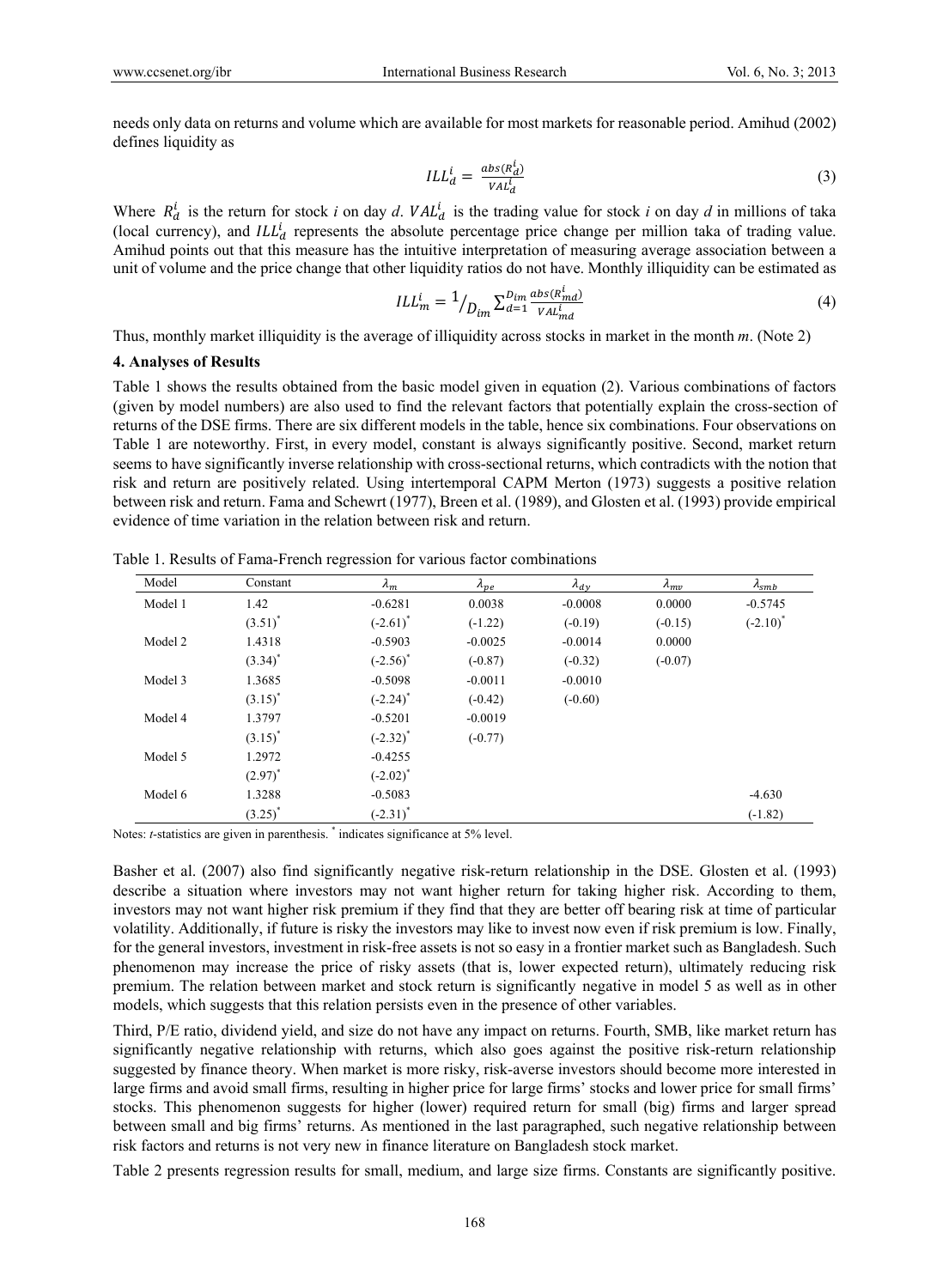needs only data on returns and volume which are available for most markets for reasonable period. Amihud (2002) defines liquidity as

$$ILL_d^i = \frac{abs(R_d^i)}{VAL_d^i} \tag{3}$$

Where $R_d^i$ is the return for stock *i* on day *d*. $VAL_d^i$ is the trading value for stock *i* on day *d* in millions of taka (local currency), and $ILL_d^i$ represents the absolute percentage price change per million taka of trading value. Amihud points out that this measure has the intuitive interpretation of measuring average association between a unit of volume and the price change that other liquidity ratios do not have. Monthly illiquidity can be estimated as

$$ILL_m^i = 1/_{D_{im}} \sum_{d=1}^{D_{im}} \frac{abs(R_{md}^i)}{VAL_{md}^i} \tag{4}$$

Thus, monthly market illiquidity is the average of illiquidity across stocks in market in the month *m*. (Note 2)

**4. Analyses of Results**

Table 1 shows the results obtained from the basic model given in equation (2). Various combinations of factors (given by model numbers) are also used to find the relevant factors that potentially explain the cross-section of returns of the DSE firms. There are six different models in the table, hence six combinations. Four observations on Table 1 are noteworthy. First, in every model, constant is always significantly positive. Second, market return seems to have significantly inverse relationship with cross-sectional returns, which contradicts with the notion that risk and return are positively related. Using intertemporal CAPM Merton (1973) suggests a positive relation between risk and return. Fama and Schewrt (1977), Breen et al. (1989), and Glosten et al. (1993) provide empirical evidence of time variation in the relation between risk and return.

Table 1. Results of Fama-French regression for various factor combinations

| Model | Constant | $\lambda_m$ | $\lambda_{pe}$ | $\lambda_{dy}$ | $\lambda_{mv}$ | $\lambda_{smb}$ |
|---|---|---|---|---|---|---|
| Model 1 | 1.42 | -0.6281 | 0.0038 | -0.0008 | 0.0000 | -0.5745 |
| | (3.51)* | (-2.61)* | (-1.22) | (-0.19) | (-0.15) | (-2.10)* |
| Model 2 | 1.4318 | -0.5903 | -0.0025 | -0.0014 | 0.0000 | |
| | (3.34)* | (-2.56)* | (-0.87) | (-0.32) | (-0.07) | |
| Model 3 | 1.3685 | -0.5098 | -0.0011 | -0.0010 | | |
| | (3.15)* | (-2.24)* | (-0.42) | (-0.60) | | |
| Model 4 | 1.3797 | -0.5201 | -0.0019 | | | |
| | (3.15)* | (-2.32)* | (-0.77) | | | |
| Model 5 | 1.2972 | -0.4255 | | | | |
| | (2.97)* | (-2.02)* | | | | |
| Model 6 | 1.3288 | -0.5083 | | | | -4.630 |
| | (3.25)* | (-2.31)* | | | | (-1.82) |

Notes: *t*-statistics are given in parenthesis. * indicates significance at 5% level.

Basher et al. (2007) also find significantly negative risk-return relationship in the DSE. Glosten et al. (1993) describe a situation where investors may not want higher return for taking higher risk. According to them, investors may not want higher risk premium if they find that they are better off bearing risk at time of particular volatility. Additionally, if future is risky the investors may like to invest now even if risk premium is low. Finally, for the general investors, investment in risk-free assets is not so easy in a frontier market such as Bangladesh. Such phenomenon may increase the price of risky assets (that is, lower expected return), ultimately reducing risk premium. The relation between market and stock return is significantly negative in model 5 as well as in other models, which suggests that this relation persists even in the presence of other variables.

Third, P/E ratio, dividend yield, and size do not have any impact on returns. Fourth, SMB, like market return has significantly negative relationship with returns, which also goes against the positive risk-return relationship suggested by finance theory. When market is more risky, risk-averse investors should become more interested in large firms and avoid small firms, resulting in higher price for large firms' stocks and lower price for small firms' stocks. This phenomenon suggests for higher (lower) required return for small (big) firms and larger spread between small and big firms' returns. As mentioned in the last paragraphed, such negative relationship between risk factors and returns is not very new in finance literature on Bangladesh stock market.

Table 2 presents regression results for small, medium, and large size firms. Constants are significantly positive.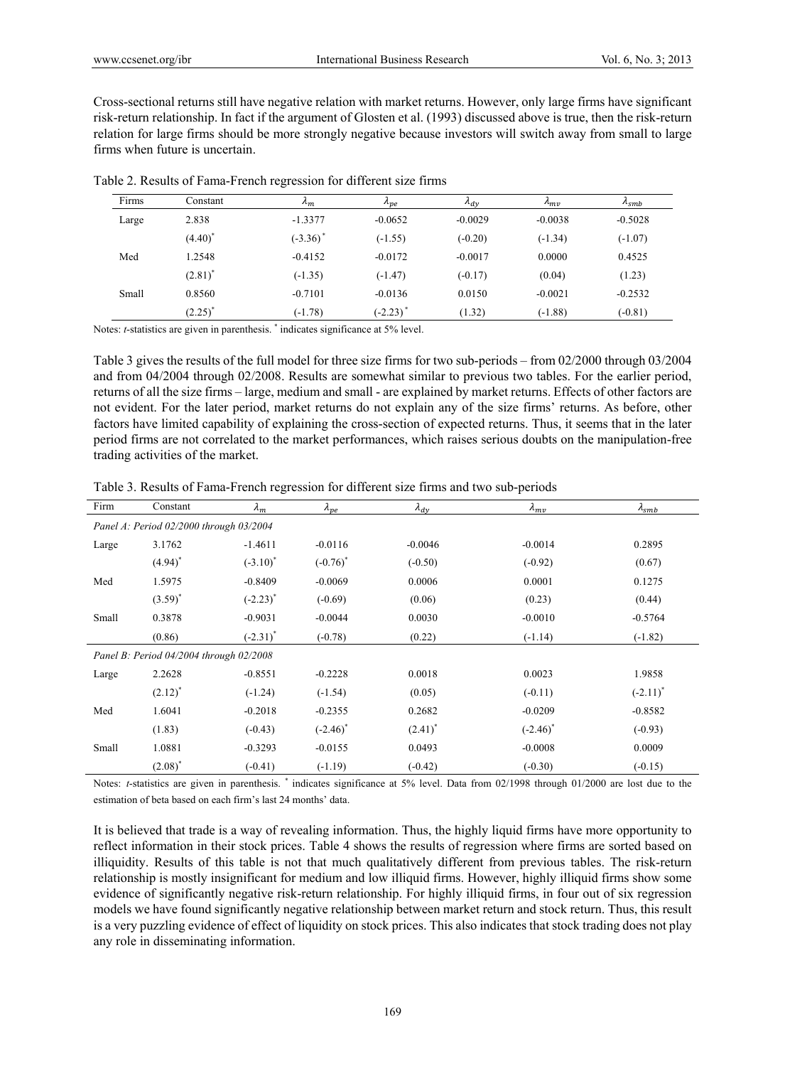Cross-sectional returns still have negative relation with market returns. However, only large firms have significant risk-return relationship. In fact if the argument of Glosten et al. (1993) discussed above is true, then the risk-return relation for large firms should be more strongly negative because investors will switch away from small to large firms when future is uncertain.

Table 2. Results of Fama-French regression for different size firms

| Firms | Constant | $\lambda_m$ | $\lambda_{pe}$ | $\lambda_{dy}$ | $\lambda_{mv}$ | $\lambda_{smb}$ |
|---|---|---|---|---|---|---|
| Large | 2.838 | -1.3377 | -0.0652 | -0.0029 | -0.0038 | -0.5028 |
| | (4.40)* | (-3.36)* | (-1.55) | (-0.20) | (-1.34) | (-1.07) |
| Med | 1.2548 | -0.4152 | -0.0172 | -0.0017 | 0.0000 | 0.4525 |
| | (2.81)* | (-1.35) | (-1.47) | (-0.17) | (0.04) | (1.23) |
| Small | 0.8560 | -0.7101 | -0.0136 | 0.0150 | -0.0021 | -0.2532 |
| | (2.25)* | (-1.78) | (-2.23)* | (1.32) | (-1.88) | (-0.81) |

Notes: *t*-statistics are given in parenthesis. * indicates significance at 5% level.

Table 3 gives the results of the full model for three size firms for two sub-periods – from 02/2000 through 03/2004 and from 04/2004 through 02/2008. Results are somewhat similar to previous two tables. For the earlier period, returns of all the size firms – large, medium and small - are explained by market returns. Effects of other factors are not evident. For the later period, market returns do not explain any of the size firms' returns. As before, other factors have limited capability of explaining the cross-section of expected returns. Thus, it seems that in the later period firms are not correlated to the market performances, which raises serious doubts on the manipulation-free trading activities of the market.

Table 3. Results of Fama-French regression for different size firms and two sub-periods

| Firm | Constant | $\lambda_m$ | $\lambda_{pe}$ | $\lambda_{dy}$ | $\lambda_{mv}$ | $\lambda_{smb}$ |
|---|---|---|---|---|---|---|
| *Panel A: Period 02/2000 through 03/2004* | | | | | | |
| Large | 3.1762 | -1.4611 | -0.0116 | -0.0046 | -0.0014 | 0.2895 |
| | (4.94)* | (-3.10)* | (-0.76)* | (-0.50) | (-0.92) | (0.67) |
| Med | 1.5975 | -0.8409 | -0.0069 | 0.0006 | 0.0001 | 0.1275 |
| | (3.59)* | (-2.23)* | (-0.69) | (0.06) | (0.23) | (0.44) |
| Small | 0.3878 | -0.9031 | -0.0044 | 0.0030 | -0.0010 | -0.5764 |
| | (0.86) | (-2.31)* | (-0.78) | (0.22) | (-1.14) | (-1.82) |
| *Panel B: Period 04/2004 through 02/2008* | | | | | | |
| Large | 2.2628 | -0.8551 | -0.2228 | 0.0018 | 0.0023 | 1.9858 |
| | (2.12)* | (-1.24) | (-1.54) | (0.05) | (-0.11) | (-2.11)* |
| Med | 1.6041 | -0.2018 | -0.2355 | 0.2682 | -0.0209 | -0.8582 |
| | (1.83) | (-0.43) | (-2.46)* | (2.41)* | (-2.46)* | (-0.93) |
| Small | 1.0881 | -0.3293 | -0.0155 | 0.0493 | -0.0008 | 0.0009 |
| | (2.08)* | (-0.41) | (-1.19) | (-0.42) | (-0.30) | (-0.15) |

Notes: *t*-statistics are given in parenthesis. * indicates significance at 5% level. Data from 02/1998 through 01/2000 are lost due to the estimation of beta based on each firm's last 24 months' data.

It is believed that trade is a way of revealing information. Thus, the highly liquid firms have more opportunity to reflect information in their stock prices. Table 4 shows the results of regression where firms are sorted based on illiquidity. Results of this table is not that much qualitatively different from previous tables. The risk-return relationship is mostly insignificant for medium and low illiquid firms. However, highly illiquid firms show some evidence of significantly negative risk-return relationship. For highly illiquid firms, in four out of six regression models we have found significantly negative relationship between market return and stock return. Thus, this result is a very puzzling evidence of effect of liquidity on stock prices. This also indicates that stock trading does not play any role in disseminating information.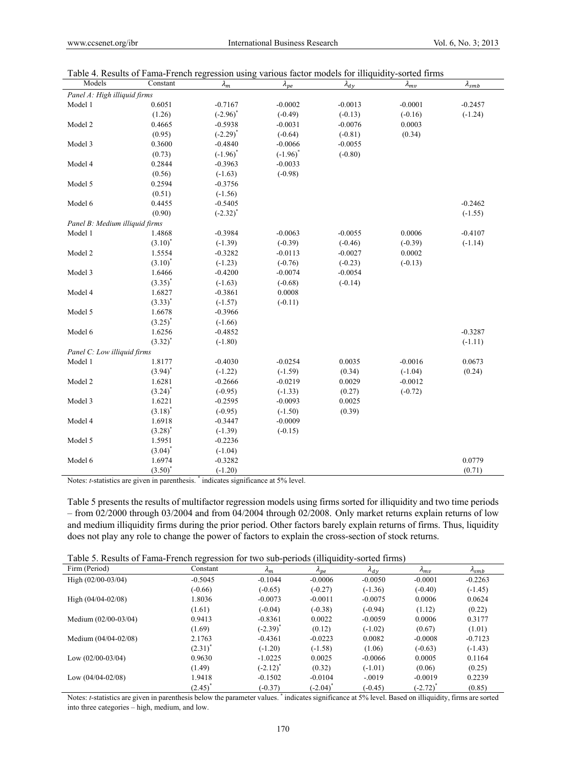Table 4. Results of Fama-French regression using various factor models for illiquidity-sorted firms

| Models | Constant | $\lambda_m$ | $\lambda_{pe}$ | $\lambda_{dy}$ | $\lambda_{mv}$ | $\lambda_{smb}$ |
|---|---|---|---|---|---|---|
| *Panel A: High illiquid firms* | | | | | | |
| Model 1 | 0.6051 | -0.7167 | -0.0002 | -0.0013 | -0.0001 | -0.2457 |
| | (1.26) | (-2.96)* | (-0.49) | (-0.13) | (-0.16) | (-1.24) |
| Model 2 | 0.4665 | -0.5938 | -0.0031 | -0.0076 | 0.0003 | |
| | (0.95) | (-2.29)* | (-0.64) | (-0.81) | (0.34) | |
| Model 3 | 0.3600 | -0.4840 | -0.0066 | -0.0055 | | |
| | (0.73) | (-1.96)* | (-1.96)* | (-0.80) | | |
| Model 4 | 0.2844 | -0.3963 | -0.0033 | | | |
| | (0.56) | (-1.63) | (-0.98) | | | |
| Model 5 | 0.2594 | -0.3756 | | | | |
| | (0.51) | (-1.56) | | | | |
| Model 6 | 0.4455 | -0.5405 | | | | -0.2462 |
| | (0.90) | (-2.32)* | | | | (-1.55) |
| *Panel B: Medium illiquid firms* | | | | | | |
| Model 1 | 1.4868 | -0.3984 | -0.0063 | -0.0055 | 0.0006 | -0.4107 |
| | (3.10)* | (-1.39) | (-0.39) | (-0.46) | (-0.39) | (-1.14) |
| Model 2 | 1.5554 | -0.3282 | -0.0113 | -0.0027 | 0.0002 | |
| | (3.10)* | (-1.23) | (-0.76) | (-0.23) | (-0.13) | |
| Model 3 | 1.6466 | -0.4200 | -0.0074 | -0.0054 | | |
| | (3.35)* | (-1.63) | (-0.68) | (-0.14) | | |
| Model 4 | 1.6827 | -0.3861 | 0.0008 | | | |
| | (3.33)* | (-1.57) | (-0.11) | | | |
| Model 5 | 1.6678 | -0.3966 | | | | |
| | (3.25)* | (-1.66) | | | | |
| Model 6 | 1.6256 | -0.4852 | | | | -0.3287 |
| | (3.32)* | (-1.80) | | | | (-1.11) |
| *Panel C: Low illiquid firms* | | | | | | |
| Model 1 | 1.8177 | -0.4030 | -0.0254 | 0.0035 | -0.0016 | 0.0673 |
| | (3.94)* | (-1.22) | (-1.59) | (0.34) | (-1.04) | (0.24) |
| Model 2 | 1.6281 | -0.2666 | -0.0219 | 0.0029 | -0.0012 | |
| | (3.24)* | (-0.95) | (-1.33) | (0.27) | (-0.72) | |
| Model 3 | 1.6221 | -0.2595 | -0.0093 | 0.0025 | | |
| | (3.18)* | (-0.95) | (-1.50) | (0.39) | | |
| Model 4 | 1.6918 | -0.3447 | -0.0009 | | | |
| | (3.28)* | (-1.39) | (-0.15) | | | |
| Model 5 | 1.5951 | -0.2236 | | | | |
| | (3.04)* | (-1.04) | | | | |
| Model 6 | 1.6974 | -0.3282 | | | | 0.0779 |
| | (3.50)* | (-1.20) | | | | (0.71) |

Notes: *t*-statistics are given in parenthesis. * indicates significance at 5% level.

Table 5 presents the results of multifactor regression models using firms sorted for illiquidity and two time periods – from 02/2000 through 03/2004 and from 04/2004 through 02/2008. Only market returns explain returns of low and medium illiquidity firms during the prior period. Other factors barely explain returns of firms. Thus, liquidity does not play any role to change the power of factors to explain the cross-section of stock returns.

Table 5. Results of Fama-French regression for two sub-periods (illiquidity-sorted firms)

| Firm (Period) | Constant | $\lambda_m$ | $\lambda_{pe}$ | $\lambda_{dy}$ | $\lambda_{mv}$ | $\lambda_{smb}$ |
|---|---|---|---|---|---|---|
| High (02/00-03/04) | -0.5045 | -0.1044 | -0.0006 | -0.0050 | -0.0001 | -0.2263 |
| | (-0.66) | (-0.65) | (-0.27) | (-1.36) | (-0.40) | (-1.45) |
| High (04/04-02/08) | 1.8036 | -0.0073 | -0.0011 | -0.0075 | 0.0006 | 0.0624 |
| | (1.61) | (-0.04) | (-0.38) | (-0.94) | (1.12) | (0.22) |
| Medium (02/00-03/04) | 0.9413 | -0.8361 | 0.0022 | -0.0059 | 0.0006 | 0.3177 |
| | (1.69) | (-2.39)* | (0.12) | (-1.02) | (0.67) | (1.01) |
| Medium (04/04-02/08) | 2.1763 | -0.4361 | -0.0223 | 0.0082 | -0.0008 | -0.7123 |
| | (2.31)* | (-1.20) | (-1.58) | (1.06) | (-0.63) | (-1.43) |
| Low (02/00-03/04) | 0.9630 | -1.0225 | 0.0025 | -0.0066 | 0.0005 | 0.1164 |
| | (1.49) | (-2.12)* | (0.32) | (-1.01) | (0.06) | (0.25) |
| Low (04/04-02/08) | 1.9418 | -0.1502 | -0.0104 | -.0019 | -0.0019 | 0.2239 |
| | (2.45)* | (-0.37) | (-2.04)* | (-0.45) | (-2.72)* | (0.85) |

Notes: *t*-statistics are given in parenthesis below the parameter values. * indicates significance at 5% level. Based on illiquidity, firms are sorted into three categories – high, medium, and low.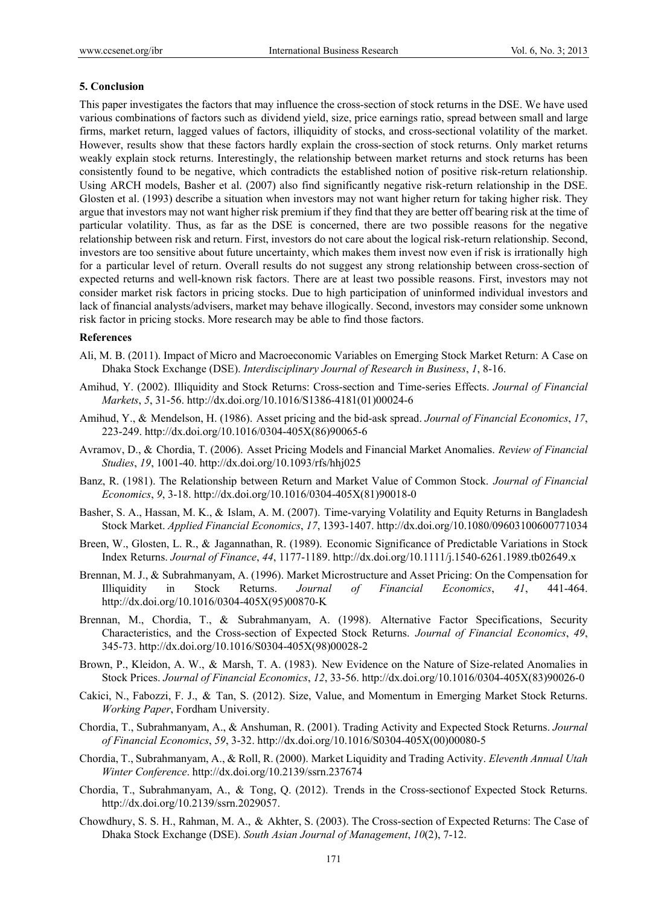## 5. Conclusion

This paper investigates the factors that may influence the cross-section of stock returns in the DSE. We have used various combinations of factors such as dividend yield, size, price earnings ratio, spread between small and large firms, market return, lagged values of factors, illiquidity of stocks, and cross-sectional volatility of the market. However, results show that these factors hardly explain the cross-section of stock returns. Only market returns weakly explain stock returns. Interestingly, the relationship between market returns and stock returns has been consistently found to be negative, which contradicts the established notion of positive risk-return relationship. Using ARCH models, Basher et al. (2007) also find significantly negative risk-return relationship in the DSE. Glosten et al. (1993) describe a situation when investors may not want higher return for taking higher risk. They argue that investors may not want higher risk premium if they find that they are better off bearing risk at the time of particular volatility. Thus, as far as the DSE is concerned, there are two possible reasons for the negative relationship between risk and return. First, investors do not care about the logical risk-return relationship. Second, investors are too sensitive about future uncertainty, which makes them invest now even if risk is irrationally high for a particular level of return. Overall results do not suggest any strong relationship between cross-section of expected returns and well-known risk factors. There are at least two possible reasons. First, investors may not consider market risk factors in pricing stocks. Due to high participation of uninformed individual investors and lack of financial analysts/advisers, market may behave illogically. Second, investors may consider some unknown risk factor in pricing stocks. More research may be able to find those factors.

## References

Ali, M. B. (2011). Impact of Micro and Macroeconomic Variables on Emerging Stock Market Return: A Case on Dhaka Stock Exchange (DSE). *Interdisciplinary Journal of Research in Business*, *1*, 8-16.

Amihud, Y. (2002). Illiquidity and Stock Returns: Cross-section and Time-series Effects. *Journal of Financial Markets*, *5*, 31-56. http://dx.doi.org/10.1016/S1386-4181(01)00024-6

Amihud, Y., & Mendelson, H. (1986). Asset pricing and the bid-ask spread. *Journal of Financial Economics*, *17*, 223-249. http://dx.doi.org/10.1016/0304-405X(86)90065-6

Avramov, D., & Chordia, T. (2006). Asset Pricing Models and Financial Market Anomalies. *Review of Financial Studies*, *19*, 1001-40. http://dx.doi.org/10.1093/rfs/hhj025

Banz, R. (1981). The Relationship between Return and Market Value of Common Stock. *Journal of Financial Economics*, *9*, 3-18. http://dx.doi.org/10.1016/0304-405X(81)90018-0

Basher, S. A., Hassan, M. K., & Islam, A. M. (2007). Time-varying Volatility and Equity Returns in Bangladesh Stock Market. *Applied Financial Economics*, *17*, 1393-1407. http://dx.doi.org/10.1080/09603100600771034

Breen, W., Glosten, L. R., & Jagannathan, R. (1989). Economic Significance of Predictable Variations in Stock Index Returns. *Journal of Finance*, *44*, 1177-1189. http://dx.doi.org/10.1111/j.1540-6261.1989.tb02649.x

Brennan, M. J., & Subrahmanyam, A. (1996). Market Microstructure and Asset Pricing: On the Compensation for Illiquidity in Stock Returns. *Journal of Financial Economics*, *41*, 441-464. http://dx.doi.org/10.1016/0304-405X(95)00870-K

Brennan, M., Chordia, T., & Subrahmanyam, A. (1998). Alternative Factor Specifications, Security Characteristics, and the Cross-section of Expected Stock Returns. *Journal of Financial Economics*, *49*, 345-73. http://dx.doi.org/10.1016/S0304-405X(98)00028-2

Brown, P., Kleidon, A. W., & Marsh, T. A. (1983). New Evidence on the Nature of Size-related Anomalies in Stock Prices. *Journal of Financial Economics*, *12*, 33-56. http://dx.doi.org/10.1016/0304-405X(83)90026-0

Cakici, N., Fabozzi, F. J., & Tan, S. (2012). Size, Value, and Momentum in Emerging Market Stock Returns. *Working Paper*, Fordham University.

Chordia, T., Subrahmanyam, A., & Anshuman, R. (2001). Trading Activity and Expected Stock Returns. *Journal of Financial Economics*, *59*, 3-32. http://dx.doi.org/10.1016/S0304-405X(00)00080-5

Chordia, T., Subrahmanyam, A., & Roll, R. (2000). Market Liquidity and Trading Activity. *Eleventh Annual Utah Winter Conference*. http://dx.doi.org/10.2139/ssrn.237674

Chordia, T., Subrahmanyam, A., & Tong, Q. (2012). Trends in the Cross-sectionof Expected Stock Returns. http://dx.doi.org/10.2139/ssrn.2029057.

Chowdhury, S. S. H., Rahman, M. A., & Akhter, S. (2003). The Cross-section of Expected Returns: The Case of Dhaka Stock Exchange (DSE). *South Asian Journal of Management*, *10*(2), 7-12.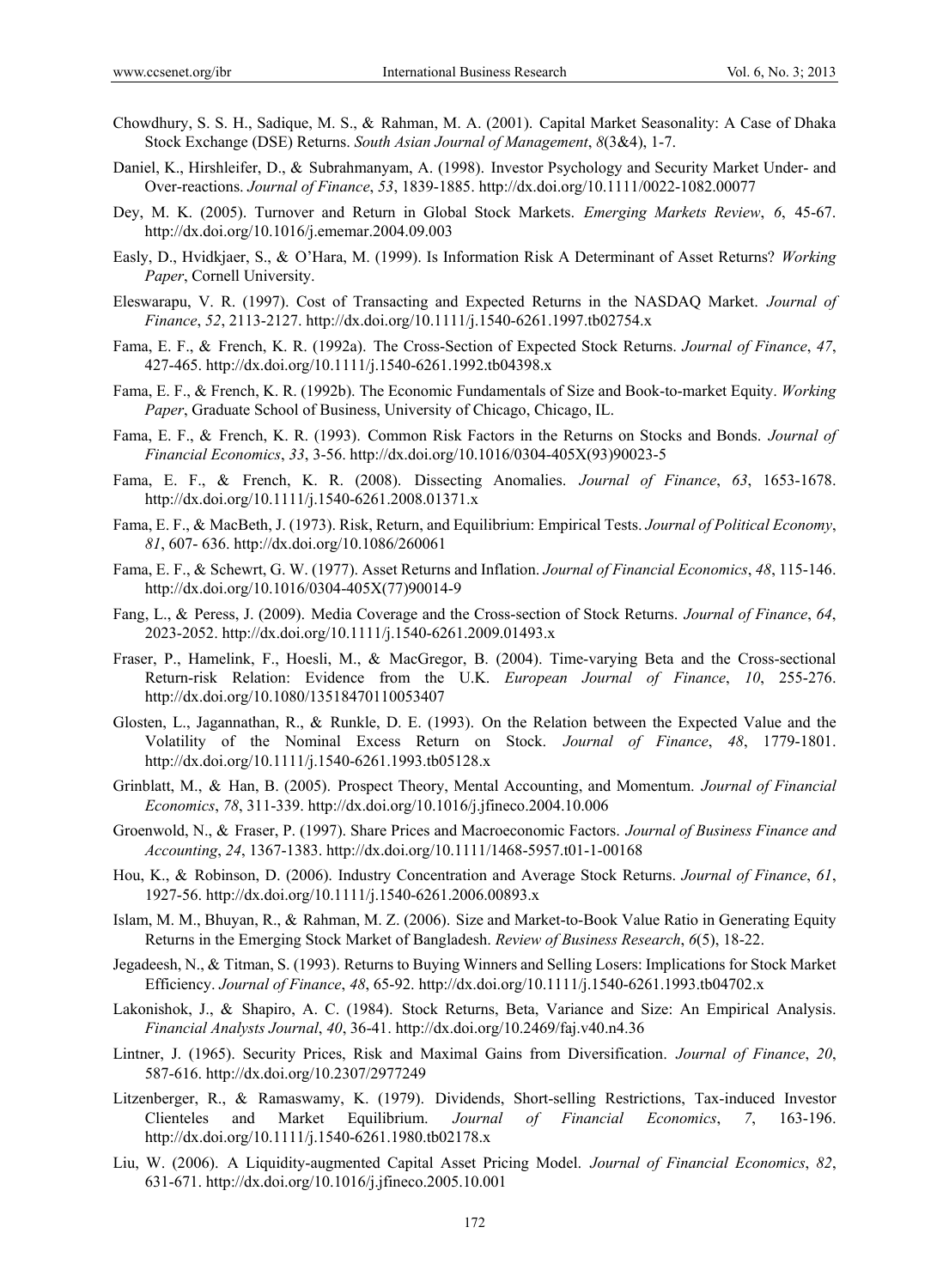Chowdhury, S. S. H., Sadique, M. S., & Rahman, M. A. (2001). Capital Market Seasonality: A Case of Dhaka Stock Exchange (DSE) Returns. *South Asian Journal of Management*, *8*(3&4), 1-7.

Daniel, K., Hirshleifer, D., & Subrahmanyam, A. (1998). Investor Psychology and Security Market Under- and Over-reactions. *Journal of Finance*, *53*, 1839-1885. http://dx.doi.org/10.1111/0022-1082.00077

Dey, M. K. (2005). Turnover and Return in Global Stock Markets. *Emerging Markets Review*, *6*, 45-67. http://dx.doi.org/10.1016/j.ememar.2004.09.003

Easly, D., Hvidkjaer, S., & O'Hara, M. (1999). Is Information Risk A Determinant of Asset Returns? *Working Paper*, Cornell University.

Eleswarapu, V. R. (1997). Cost of Transacting and Expected Returns in the NASDAQ Market. *Journal of Finance*, *52*, 2113-2127. http://dx.doi.org/10.1111/j.1540-6261.1997.tb02754.x

Fama, E. F., & French, K. R. (1992a). The Cross-Section of Expected Stock Returns. *Journal of Finance*, *47*, 427-465. http://dx.doi.org/10.1111/j.1540-6261.1992.tb04398.x

Fama, E. F., & French, K. R. (1992b). The Economic Fundamentals of Size and Book-to-market Equity. *Working Paper*, Graduate School of Business, University of Chicago, Chicago, IL.

Fama, E. F., & French, K. R. (1993). Common Risk Factors in the Returns on Stocks and Bonds. *Journal of Financial Economics*, *33*, 3-56. http://dx.doi.org/10.1016/0304-405X(93)90023-5

Fama, E. F., & French, K. R. (2008). Dissecting Anomalies. *Journal of Finance*, *63*, 1653-1678. http://dx.doi.org/10.1111/j.1540-6261.2008.01371.x

Fama, E. F., & MacBeth, J. (1973). Risk, Return, and Equilibrium: Empirical Tests. *Journal of Political Economy*, *81*, 607- 636. http://dx.doi.org/10.1086/260061

Fama, E. F., & Schewrt, G. W. (1977). Asset Returns and Inflation. *Journal of Financial Economics*, *48*, 115-146. http://dx.doi.org/10.1016/0304-405X(77)90014-9

Fang, L., & Peress, J. (2009). Media Coverage and the Cross-section of Stock Returns. *Journal of Finance*, *64*, 2023-2052. http://dx.doi.org/10.1111/j.1540-6261.2009.01493.x

Fraser, P., Hamelink, F., Hoesli, M., & MacGregor, B. (2004). Time-varying Beta and the Cross-sectional Return-risk Relation: Evidence from the U.K. *European Journal of Finance*, *10*, 255-276. http://dx.doi.org/10.1080/13518470110053407

Glosten, L., Jagannathan, R., & Runkle, D. E. (1993). On the Relation between the Expected Value and the Volatility of the Nominal Excess Return on Stock. *Journal of Finance*, *48*, 1779-1801. http://dx.doi.org/10.1111/j.1540-6261.1993.tb05128.x

Grinblatt, M., & Han, B. (2005). Prospect Theory, Mental Accounting, and Momentum. *Journal of Financial Economics*, *78*, 311-339. http://dx.doi.org/10.1016/j.jfineco.2004.10.006

Groenwold, N., & Fraser, P. (1997). Share Prices and Macroeconomic Factors. *Journal of Business Finance and Accounting*, *24*, 1367-1383. http://dx.doi.org/10.1111/1468-5957.t01-1-00168

Hou, K., & Robinson, D. (2006). Industry Concentration and Average Stock Returns. *Journal of Finance*, *61*, 1927-56. http://dx.doi.org/10.1111/j.1540-6261.2006.00893.x

Islam, M. M., Bhuyan, R., & Rahman, M. Z. (2006). Size and Market-to-Book Value Ratio in Generating Equity Returns in the Emerging Stock Market of Bangladesh. *Review of Business Research*, *6*(5), 18-22.

Jegadeesh, N., & Titman, S. (1993). Returns to Buying Winners and Selling Losers: Implications for Stock Market Efficiency. *Journal of Finance*, *48*, 65-92. http://dx.doi.org/10.1111/j.1540-6261.1993.tb04702.x

Lakonishok, J., & Shapiro, A. C. (1984). Stock Returns, Beta, Variance and Size: An Empirical Analysis. *Financial Analysts Journal*, *40*, 36-41. http://dx.doi.org/10.2469/faj.v40.n4.36

Lintner, J. (1965). Security Prices, Risk and Maximal Gains from Diversification. *Journal of Finance*, *20*, 587-616. http://dx.doi.org/10.2307/2977249

Litzenberger, R., & Ramaswamy, K. (1979). Dividends, Short-selling Restrictions, Tax-induced Investor Clienteles and Market Equilibrium. *Journal of Financial Economics*, *7*, 163-196. http://dx.doi.org/10.1111/j.1540-6261.1980.tb02178.x

Liu, W. (2006). A Liquidity-augmented Capital Asset Pricing Model. *Journal of Financial Economics*, *82*, 631-671. http://dx.doi.org/10.1016/j.jfineco.2005.10.001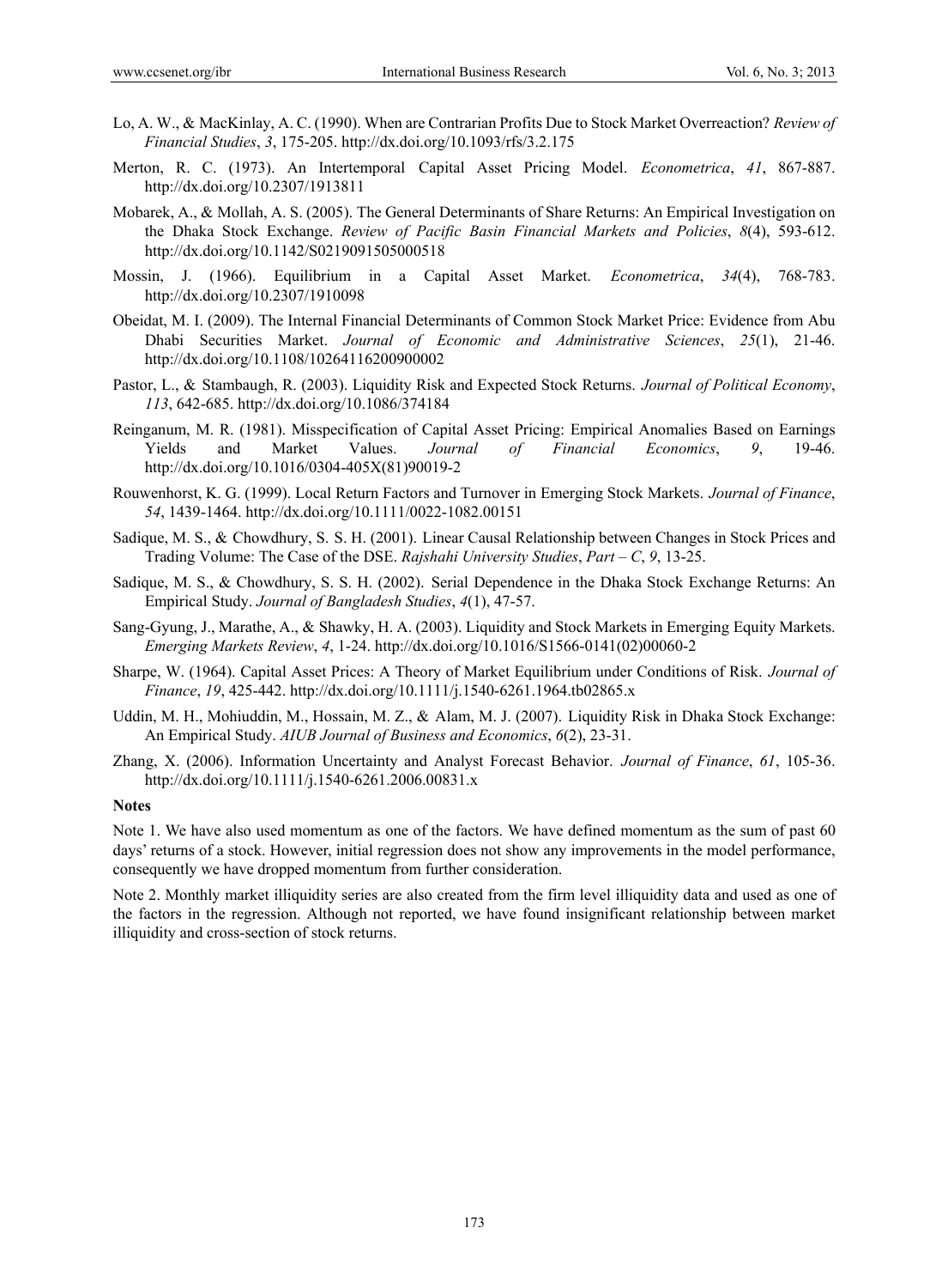Lo, A. W., & MacKinlay, A. C. (1990). When are Contrarian Profits Due to Stock Market Overreaction? *Review of Financial Studies*, *3*, 175-205. http://dx.doi.org/10.1093/rfs/3.2.175

Merton, R. C. (1973). An Intertemporal Capital Asset Pricing Model. *Econometrica*, *41*, 867-887. http://dx.doi.org/10.2307/1913811

Mobarek, A., & Mollah, A. S. (2005). The General Determinants of Share Returns: An Empirical Investigation on the Dhaka Stock Exchange. *Review of Pacific Basin Financial Markets and Policies*, *8*(4), 593-612. http://dx.doi.org/10.1142/S0219091505000518

Mossin, J. (1966). Equilibrium in a Capital Asset Market. *Econometrica*, *34*(4), 768-783. http://dx.doi.org/10.2307/1910098

Obeidat, M. I. (2009). The Internal Financial Determinants of Common Stock Market Price: Evidence from Abu Dhabi Securities Market. *Journal of Economic and Administrative Sciences*, *25*(1), 21-46. http://dx.doi.org/10.1108/10264116200900002

Pastor, L., & Stambaugh, R. (2003). Liquidity Risk and Expected Stock Returns. *Journal of Political Economy*, *113*, 642-685. http://dx.doi.org/10.1086/374184

Reinganum, M. R. (1981). Misspecification of Capital Asset Pricing: Empirical Anomalies Based on Earnings Yields and Market Values. *Journal of Financial Economics*, *9*, 19-46. http://dx.doi.org/10.1016/0304-405X(81)90019-2

Rouwenhorst, K. G. (1999). Local Return Factors and Turnover in Emerging Stock Markets. *Journal of Finance*, *54*, 1439-1464. http://dx.doi.org/10.1111/0022-1082.00151

Sadique, M. S., & Chowdhury, S. S. H. (2001). Linear Causal Relationship between Changes in Stock Prices and Trading Volume: The Case of the DSE. *Rajshahi University Studies*, *Part – C*, *9*, 13-25.

Sadique, M. S., & Chowdhury, S. S. H. (2002). Serial Dependence in the Dhaka Stock Exchange Returns: An Empirical Study. *Journal of Bangladesh Studies*, *4*(1), 47-57.

Sang-Gyung, J., Marathe, A., & Shawky, H. A. (2003). Liquidity and Stock Markets in Emerging Equity Markets. *Emerging Markets Review*, *4*, 1-24. http://dx.doi.org/10.1016/S1566-0141(02)00060-2

Sharpe, W. (1964). Capital Asset Prices: A Theory of Market Equilibrium under Conditions of Risk. *Journal of Finance*, *19*, 425-442. http://dx.doi.org/10.1111/j.1540-6261.1964.tb02865.x

Uddin, M. H., Mohiuddin, M., Hossain, M. Z., & Alam, M. J. (2007). Liquidity Risk in Dhaka Stock Exchange: An Empirical Study. *AIUB Journal of Business and Economics*, *6*(2), 23-31.

Zhang, X. (2006). Information Uncertainty and Analyst Forecast Behavior. *Journal of Finance*, *61*, 105-36. http://dx.doi.org/10.1111/j.1540-6261.2006.00831.x

**Notes**

Note 1. We have also used momentum as one of the factors. We have defined momentum as the sum of past 60 days' returns of a stock. However, initial regression does not show any improvements in the model performance, consequently we have dropped momentum from further consideration.

Note 2. Monthly market illiquidity series are also created from the firm level illiquidity data and used as one of the factors in the regression. Although not reported, we have found insignificant relationship between market illiquidity and cross-section of stock returns.